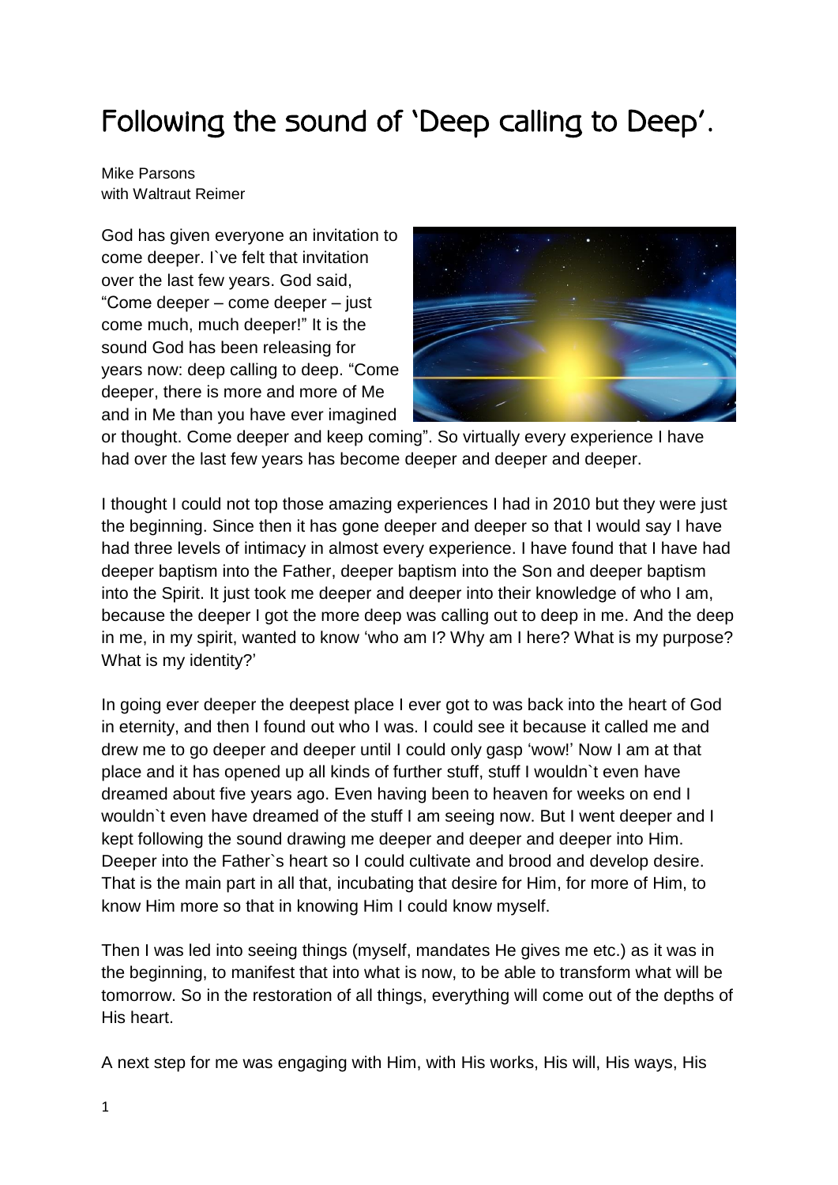# Following the sound of 'Deep calling to Deep'.

Mike Parsons
with Waltraut Reimer

God has given everyone an invitation to come deeper. I`ve felt that invitation over the last few years. God said, "Come deeper – come deeper – just come much, much deeper!" It is the sound God has been releasing for years now: deep calling to deep. "Come deeper, there is more and more of Me and in Me than you have ever imagined or thought. Come deeper and keep coming". So virtually every experience I have had over the last few years has become deeper and deeper and deeper.

I thought I could not top those amazing experiences I had in 2010 but they were just the beginning. Since then it has gone deeper and deeper so that I would say I have had three levels of intimacy in almost every experience. I have found that I have had deeper baptism into the Father, deeper baptism into the Son and deeper baptism into the Spirit. It just took me deeper and deeper into their knowledge of who I am, because the deeper I got the more deep was calling out to deep in me. And the deep in me, in my spirit, wanted to know 'who am I? Why am I here? What is my purpose? What is my identity?'

In going ever deeper the deepest place I ever got to was back into the heart of God in eternity, and then I found out who I was. I could see it because it called me and drew me to go deeper and deeper until I could only gasp 'wow!' Now I am at that place and it has opened up all kinds of further stuff, stuff I wouldn`t even have dreamed about five years ago. Even having been to heaven for weeks on end I wouldn`t even have dreamed of the stuff I am seeing now. But I went deeper and I kept following the sound drawing me deeper and deeper and deeper into Him. Deeper into the Father`s heart so I could cultivate and brood and develop desire. That is the main part in all that, incubating that desire for Him, for more of Him, to know Him more so that in knowing Him I could know myself.

Then I was led into seeing things (myself, mandates He gives me etc.) as it was in the beginning, to manifest that into what is now, to be able to transform what will be tomorrow. So in the restoration of all things, everything will come out of the depths of His heart.

A next step for me was engaging with Him, with His works, His will, His ways, His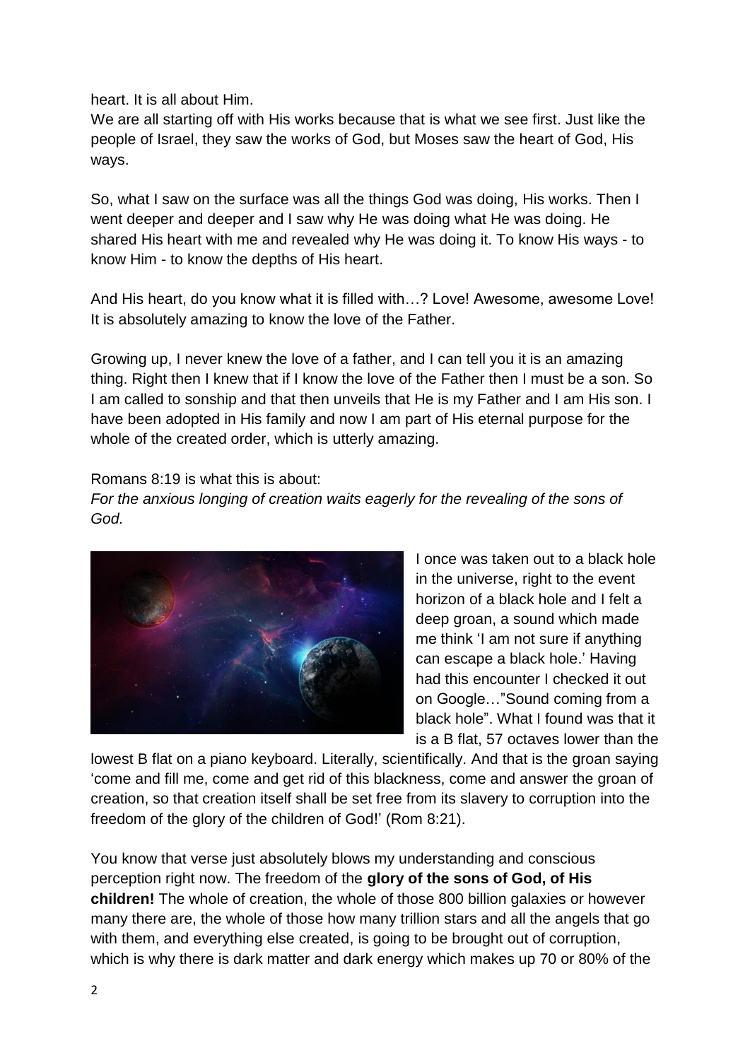heart. It is all about Him.

We are all starting off with His works because that is what we see first. Just like the people of Israel, they saw the works of God, but Moses saw the heart of God, His ways.

So, what I saw on the surface was all the things God was doing, His works. Then I went deeper and deeper and I saw why He was doing what He was doing. He shared His heart with me and revealed why He was doing it. To know His ways - to know Him - to know the depths of His heart.

And His heart, do you know what it is filled with…? Love! Awesome, awesome Love! It is absolutely amazing to know the love of the Father.

Growing up, I never knew the love of a father, and I can tell you it is an amazing thing. Right then I knew that if I know the love of the Father then I must be a son. So I am called to sonship and that then unveils that He is my Father and I am His son. I have been adopted in His family and now I am part of His eternal purpose for the whole of the created order, which is utterly amazing.

Romans 8:19 is what this is about:

*For the anxious longing of creation waits eagerly for the revealing of the sons of God.*

I once was taken out to a black hole in the universe, right to the event horizon of a black hole and I felt a deep groan, a sound which made me think 'I am not sure if anything can escape a black hole.' Having had this encounter I checked it out on Google…"Sound coming from a black hole". What I found was that it is a B flat, 57 octaves lower than the lowest B flat on a piano keyboard. Literally, scientifically. And that is the groan saying 'come and fill me, come and get rid of this blackness, come and answer the groan of creation, so that creation itself shall be set free from its slavery to corruption into the freedom of the glory of the children of God!' (Rom 8:21).

You know that verse just absolutely blows my understanding and conscious perception right now. The freedom of the **glory of the sons of God, of His children!** The whole of creation, the whole of those 800 billion galaxies or however many there are, the whole of those how many trillion stars and all the angels that go with them, and everything else created, is going to be brought out of corruption, which is why there is dark matter and dark energy which makes up 70 or 80% of the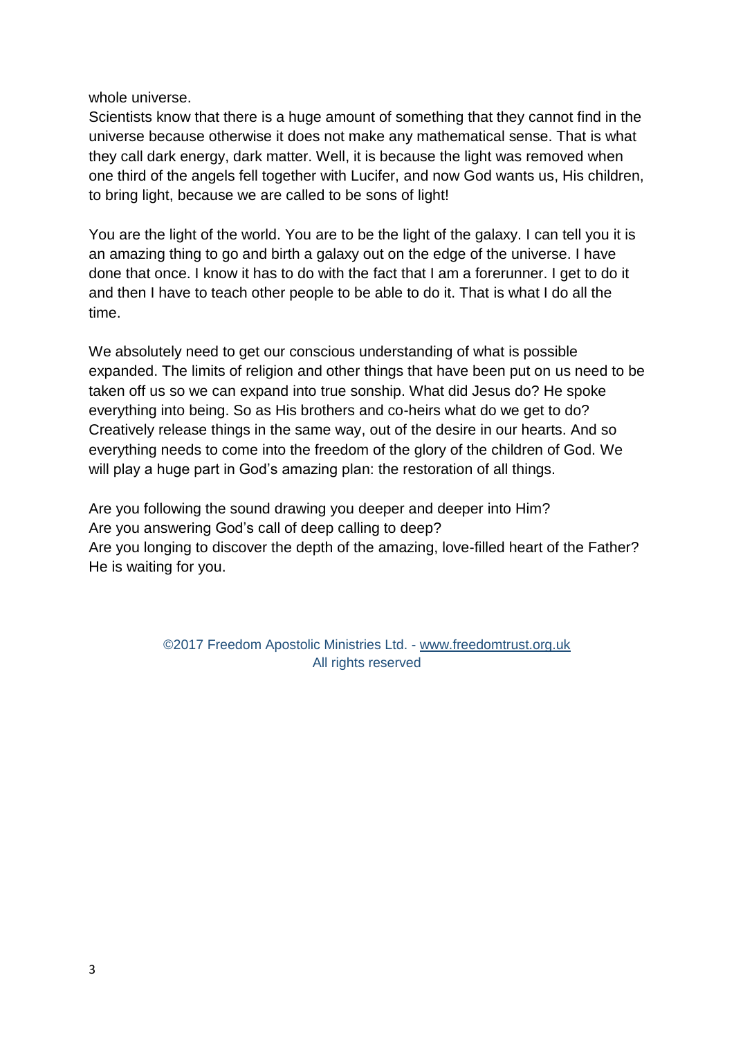whole universe.
Scientists know that there is a huge amount of something that they cannot find in the universe because otherwise it does not make any mathematical sense. That is what they call dark energy, dark matter. Well, it is because the light was removed when one third of the angels fell together with Lucifer, and now God wants us, His children, to bring light, because we are called to be sons of light!

You are the light of the world. You are to be the light of the galaxy. I can tell you it is an amazing thing to go and birth a galaxy out on the edge of the universe. I have done that once. I know it has to do with the fact that I am a forerunner. I get to do it and then I have to teach other people to be able to do it. That is what I do all the time.

We absolutely need to get our conscious understanding of what is possible expanded. The limits of religion and other things that have been put on us need to be taken off us so we can expand into true sonship. What did Jesus do? He spoke everything into being. So as His brothers and co-heirs what do we get to do? Creatively release things in the same way, out of the desire in our hearts. And so everything needs to come into the freedom of the glory of the children of God. We will play a huge part in God's amazing plan: the restoration of all things.

Are you following the sound drawing you deeper and deeper into Him?
Are you answering God's call of deep calling to deep?
Are you longing to discover the depth of the amazing, love-filled heart of the Father?
He is waiting for you.

©2017 Freedom Apostolic Ministries Ltd. - www.freedomtrust.org.uk
All rights reserved